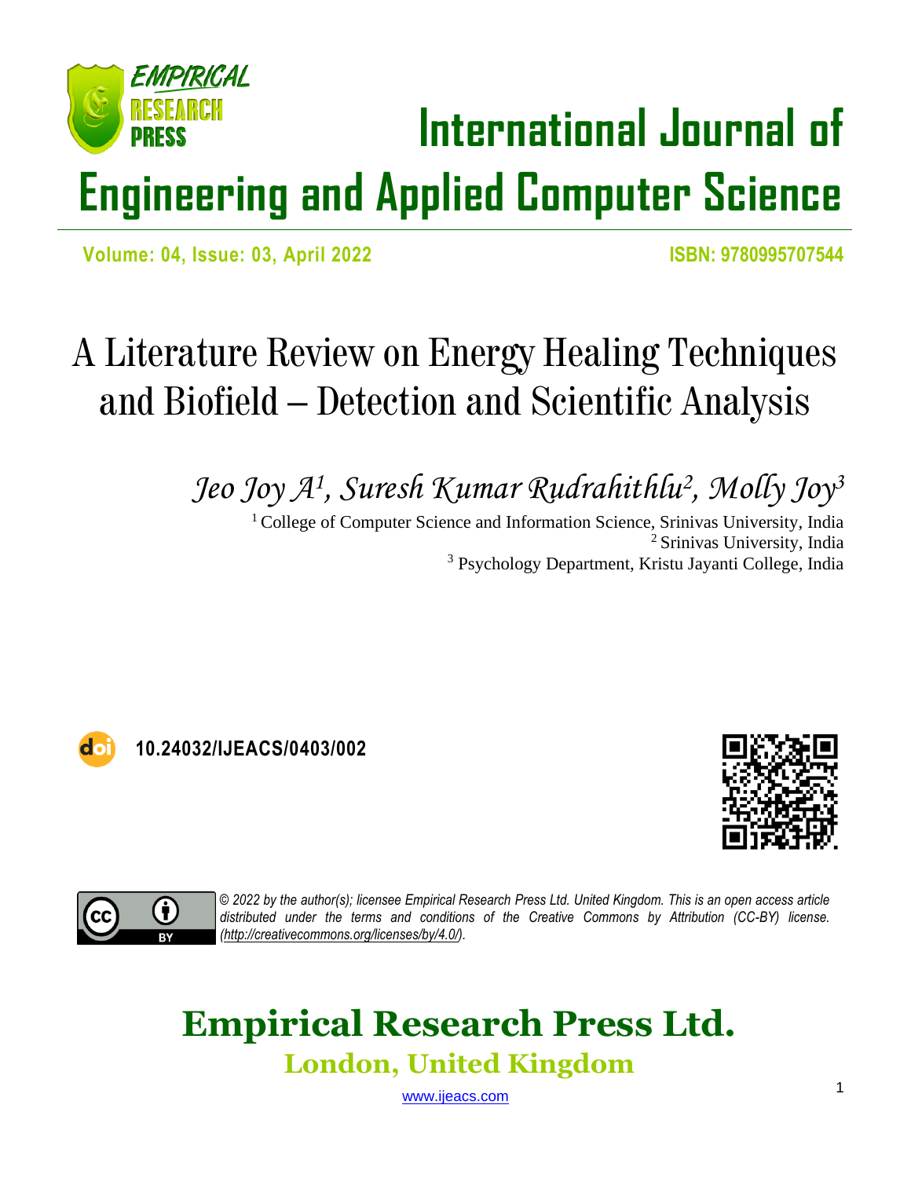# International Journal of Engineering and Applied Computer Science

**Volume: 04, Issue: 03, April 2022** **ISBN: 9780995707544**

# A Literature Review on Energy Healing Techniques and Biofield – Detection and Scientific Analysis

*Jeo Joy A[1], Suresh Kumar Rudrahithlu[2], Molly Joy[3]*

[1] College of Computer Science and Information Science, Srinivas University, India
[2] Srinivas University, India
[3] Psychology Department, Kristu Jayanti College, India

**10.24032/IJEACS/0403/002**

*© 2022 by the author(s); licensee Empirical Research Press Ltd. United Kingdom. This is an open access article distributed under the terms and conditions of the Creative Commons by Attribution (CC-BY) license. (http://creativecommons.org/licenses/by/4.0/).*

## Empirical Research Press Ltd.

### London, United Kingdom

www.ijeacs.com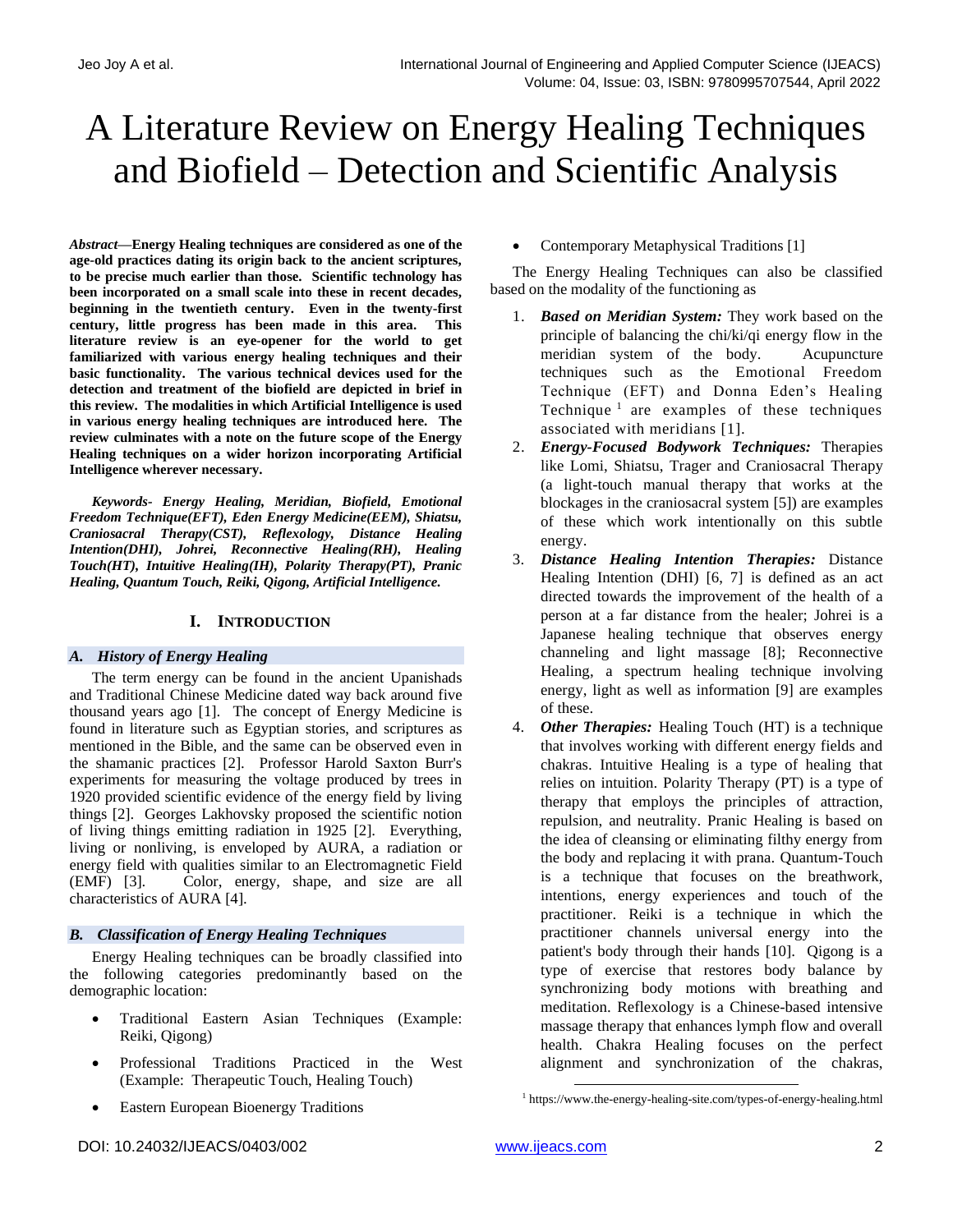# A Literature Review on Energy Healing Techniques and Biofield – Detection and Scientific Analysis

***Abstract*—Energy Healing techniques are considered as one of the age-old practices dating its origin back to the ancient scriptures, to be precise much earlier than those. Scientific technology has been incorporated on a small scale into these in recent decades, beginning in the twentieth century. Even in the twenty-first century, little progress has been made in this area. This literature review is an eye-opener for the world to get familiarized with various energy healing techniques and their basic functionality. The various technical devices used for the detection and treatment of the biofield are depicted in brief in this review. The modalities in which Artificial Intelligence is used in various energy healing techniques are introduced here. The review culminates with a note on the future scope of the Energy Healing techniques on a wider horizon incorporating Artificial Intelligence wherever necessary.**

***Keywords- Energy Healing, Meridian, Biofield, Emotional Freedom Technique(EFT), Eden Energy Medicine(EEM), Shiatsu, Craniosacral Therapy(CST), Reflexology, Distance Healing Intention(DHI), Johrei, Reconnective Healing(RH), Healing Touch(HT), Intuitive Healing(IH), Polarity Therapy(PT), Pranic Healing, Quantum Touch, Reiki, Qigong, Artificial Intelligence.***

## I. Introduction

### *A. History of Energy Healing*

The term energy can be found in the ancient Upanishads and Traditional Chinese Medicine dated way back around five thousand years ago [1]. The concept of Energy Medicine is found in literature such as Egyptian stories, and scriptures as mentioned in the Bible, and the same can be observed even in the shamanic practices [2]. Professor Harold Saxton Burr's experiments for measuring the voltage produced by trees in 1920 provided scientific evidence of the energy field by living things [2]. Georges Lakhovsky proposed the scientific notion of living things emitting radiation in 1925 [2]. Everything, living or nonliving, is enveloped by AURA, a radiation or energy field with qualities similar to an Electromagnetic Field (EMF) [3]. Color, energy, shape, and size are all characteristics of AURA [4].

### *B. Classification of Energy Healing Techniques*

Energy Healing techniques can be broadly classified into the following categories predominantly based on the demographic location:

- Traditional Eastern Asian Techniques (Example: Reiki, Qigong)
- Professional Traditions Practiced in the West (Example: Therapeutic Touch, Healing Touch)
- Eastern European Bioenergy Traditions
- Contemporary Metaphysical Traditions [1]

The Energy Healing Techniques can also be classified based on the modality of the functioning as

1. ***Based on Meridian System:*** They work based on the principle of balancing the chi/ki/qi energy flow in the meridian system of the body. Acupuncture techniques such as the Emotional Freedom Technique (EFT) and Donna Eden's Healing Technique [1] are examples of these techniques associated with meridians [1].
2. ***Energy-Focused Bodywork Techniques:*** Therapies like Lomi, Shiatsu, Trager and Craniosacral Therapy (a light-touch manual therapy that works at the blockages in the craniosacral system [5]) are examples of these which work intentionally on this subtle energy.
3. ***Distance Healing Intention Therapies:*** Distance Healing Intention (DHI) [6, 7] is defined as an act directed towards the improvement of the health of a person at a far distance from the healer; Johrei is a Japanese healing technique that observes energy channeling and light massage [8]; Reconnective Healing, a spectrum healing technique involving energy, light as well as information [9] are examples of these.
4. ***Other Therapies:*** Healing Touch (HT) is a technique that involves working with different energy fields and chakras. Intuitive Healing is a type of healing that relies on intuition. Polarity Therapy (PT) is a type of therapy that employs the principles of attraction, repulsion, and neutrality. Pranic Healing is based on the idea of cleansing or eliminating filthy energy from the body and replacing it with prana. Quantum-Touch is a technique that focuses on the breathwork, intentions, energy experiences and touch of the practitioner. Reiki is a technique in which the practitioner channels universal energy into the patient's body through their hands [10]. Qigong is a type of exercise that restores body balance by synchronizing body motions with breathing and meditation. Reflexology is a Chinese-based intensive massage therapy that enhances lymph flow and overall health. Chakra Healing focuses on the perfect alignment and synchronization of the chakras,

[1] https://www.the-energy-healing-site.com/types-of-energy-healing.html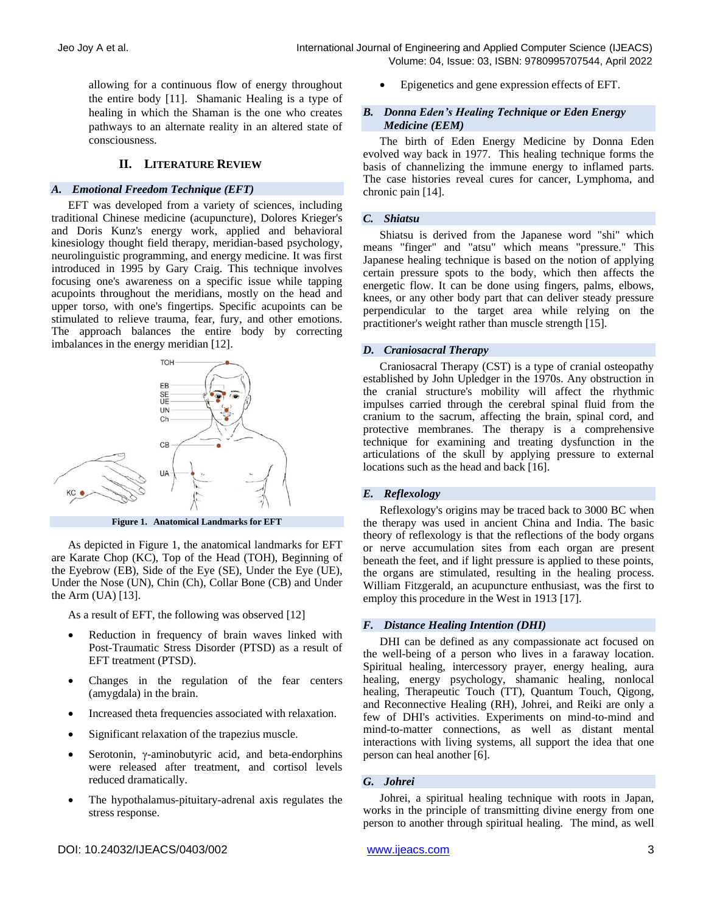allowing for a continuous flow of energy throughout the entire body [11]. Shamanic Healing is a type of healing in which the Shaman is the one who creates pathways to an alternate reality in an altered state of consciousness.

## II. Literature Review

### *A. Emotional Freedom Technique (EFT)*

EFT was developed from a variety of sciences, including traditional Chinese medicine (acupuncture), Dolores Krieger's and Doris Kunz's energy work, applied and behavioral kinesiology thought field therapy, meridian-based psychology, neurolinguistic programming, and energy medicine. It was first introduced in 1995 by Gary Craig. This technique involves focusing one's awareness on a specific issue while tapping acupoints throughout the meridians, mostly on the head and upper torso, with one's fingertips. Specific acupoints can be stimulated to relieve trauma, fear, fury, and other emotions. The approach balances the entire body by correcting imbalances in the energy meridian [12].

**Figure 1. Anatomical Landmarks for EFT**

As depicted in Figure 1, the anatomical landmarks for EFT are Karate Chop (KC), Top of the Head (TOH), Beginning of the Eyebrow (EB), Side of the Eye (SE), Under the Eye (UE), Under the Nose (UN), Chin (Ch), Collar Bone (CB) and Under the Arm (UA) [13].

As a result of EFT, the following was observed [12]

- Reduction in frequency of brain waves linked with Post-Traumatic Stress Disorder (PTSD) as a result of EFT treatment (PTSD).
- Changes in the regulation of the fear centers (amygdala) in the brain.
- Increased theta frequencies associated with relaxation.
- Significant relaxation of the trapezius muscle.
- Serotonin, γ-aminobutyric acid, and beta-endorphins were released after treatment, and cortisol levels reduced dramatically.
- The hypothalamus-pituitary-adrenal axis regulates the stress response.
- Epigenetics and gene expression effects of EFT.

### *B. Donna Eden's Healing Technique or Eden Energy Medicine (EEM)*

The birth of Eden Energy Medicine by Donna Eden evolved way back in 1977. This healing technique forms the basis of channelizing the immune energy to inflamed parts. The case histories reveal cures for cancer, Lymphoma, and chronic pain [14].

### *C. Shiatsu*

Shiatsu is derived from the Japanese word "shi" which means "finger" and "atsu" which means "pressure." This Japanese healing technique is based on the notion of applying certain pressure spots to the body, which then affects the energetic flow. It can be done using fingers, palms, elbows, knees, or any other body part that can deliver steady pressure perpendicular to the target area while relying on the practitioner's weight rather than muscle strength [15].

### *D. Craniosacral Therapy*

Craniosacral Therapy (CST) is a type of cranial osteopathy established by John Upledger in the 1970s. Any obstruction in the cranial structure's mobility will affect the rhythmic impulses carried through the cerebral spinal fluid from the cranium to the sacrum, affecting the brain, spinal cord, and protective membranes. The therapy is a comprehensive technique for examining and treating dysfunction in the articulations of the skull by applying pressure to external locations such as the head and back [16].

### *E. Reflexology*

Reflexology's origins may be traced back to 3000 BC when the therapy was used in ancient China and India. The basic theory of reflexology is that the reflections of the body organs or nerve accumulation sites from each organ are present beneath the feet, and if light pressure is applied to these points, the organs are stimulated, resulting in the healing process. William Fitzgerald, an acupuncture enthusiast, was the first to employ this procedure in the West in 1913 [17].

### *F. Distance Healing Intention (DHI)*

DHI can be defined as any compassionate act focused on the well-being of a person who lives in a faraway location. Spiritual healing, intercessory prayer, energy healing, aura healing, energy psychology, shamanic healing, nonlocal healing, Therapeutic Touch (TT), Quantum Touch, Qigong, and Reconnective Healing (RH), Johrei, and Reiki are only a few of DHI's activities. Experiments on mind-to-mind and mind-to-matter connections, as well as distant mental interactions with living systems, all support the idea that one person can heal another [6].

### *G. Johrei*

Johrei, a spiritual healing technique with roots in Japan, works in the principle of transmitting divine energy from one person to another through spiritual healing. The mind, as well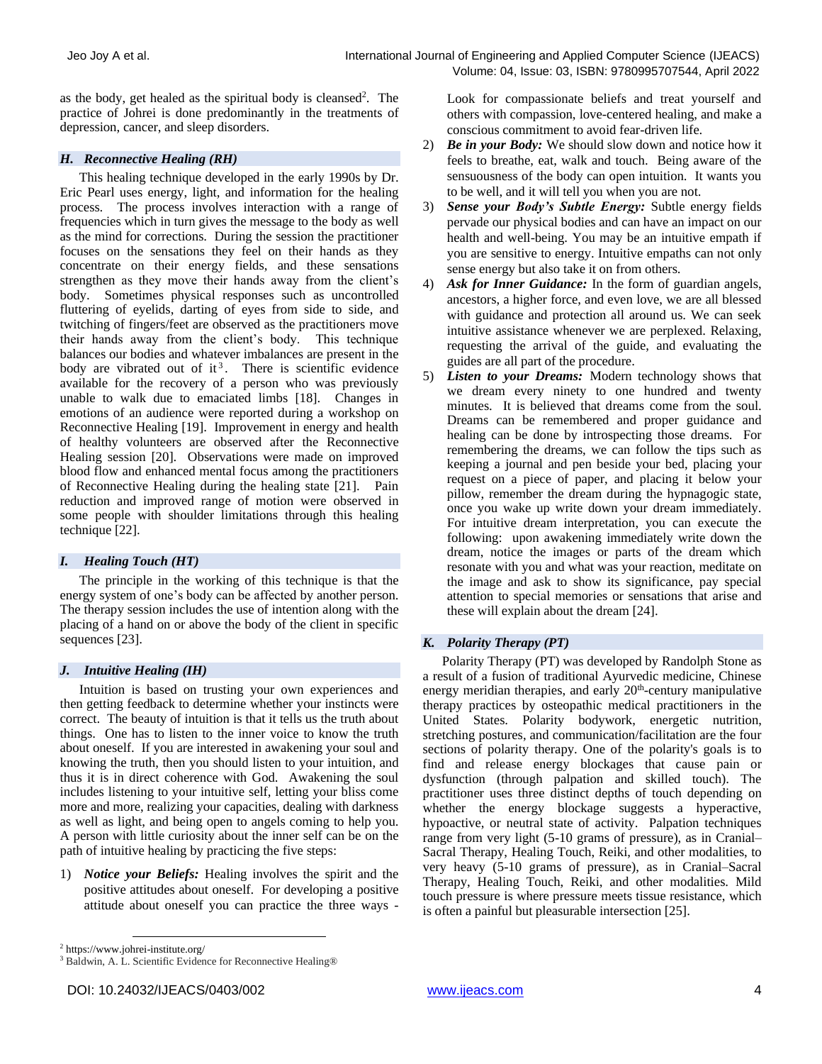as the body, get healed as the spiritual body is cleansed[2]. The practice of Johrei is done predominantly in the treatments of depression, cancer, and sleep disorders.

### *H. Reconnective Healing (RH)*

This healing technique developed in the early 1990s by Dr. Eric Pearl uses energy, light, and information for the healing process. The process involves interaction with a range of frequencies which in turn gives the message to the body as well as the mind for corrections. During the session the practitioner focuses on the sensations they feel on their hands as they concentrate on their energy fields, and these sensations strengthen as they move their hands away from the client's body. Sometimes physical responses such as uncontrolled fluttering of eyelids, darting of eyes from side to side, and twitching of fingers/feet are observed as the practitioners move their hands away from the client's body. This technique balances our bodies and whatever imbalances are present in the body are vibrated out of it[3]. There is scientific evidence available for the recovery of a person who was previously unable to walk due to emaciated limbs [18]. Changes in emotions of an audience were reported during a workshop on Reconnective Healing [19]. Improvement in energy and health of healthy volunteers are observed after the Reconnective Healing session [20]. Observations were made on improved blood flow and enhanced mental focus among the practitioners of Reconnective Healing during the healing state [21]. Pain reduction and improved range of motion were observed in some people with shoulder limitations through this healing technique [22].

### *I. Healing Touch (HT)*

The principle in the working of this technique is that the energy system of one's body can be affected by another person. The therapy session includes the use of intention along with the placing of a hand on or above the body of the client in specific sequences [23].

### *J. Intuitive Healing (IH)*

Intuition is based on trusting your own experiences and then getting feedback to determine whether your instincts were correct. The beauty of intuition is that it tells us the truth about things. One has to listen to the inner voice to know the truth about oneself. If you are interested in awakening your soul and knowing the truth, then you should listen to your intuition, and thus it is in direct coherence with God. Awakening the soul includes listening to your intuitive self, letting your bliss come more and more, realizing your capacities, dealing with darkness as well as light, and being open to angels coming to help you. A person with little curiosity about the inner self can be on the path of intuitive healing by practicing the five steps:

1) ***Notice your Beliefs:*** Healing involves the spirit and the positive attitudes about oneself. For developing a positive attitude about oneself you can practice the three ways - Look for compassionate beliefs and treat yourself and others with compassion, love-centered healing, and make a conscious commitment to avoid fear-driven life.
2) ***Be in your Body:*** We should slow down and notice how it feels to breathe, eat, walk and touch. Being aware of the sensuousness of the body can open intuition. It wants you to be well, and it will tell you when you are not.
3) ***Sense your Body's Subtle Energy:*** Subtle energy fields pervade our physical bodies and can have an impact on our health and well-being. You may be an intuitive empath if you are sensitive to energy. Intuitive empaths can not only sense energy but also take it on from others.
4) ***Ask for Inner Guidance:*** In the form of guardian angels, ancestors, a higher force, and even love, we are all blessed with guidance and protection all around us. We can seek intuitive assistance whenever we are perplexed. Relaxing, requesting the arrival of the guide, and evaluating the guides are all part of the procedure.
5) ***Listen to your Dreams:*** Modern technology shows that we dream every ninety to one hundred and twenty minutes. It is believed that dreams come from the soul. Dreams can be remembered and proper guidance and healing can be done by introspecting those dreams. For remembering the dreams, we can follow the tips such as keeping a journal and pen beside your bed, placing your request on a piece of paper, and placing it below your pillow, remember the dream during the hypnagogic state, once you wake up write down your dream immediately. For intuitive dream interpretation, you can execute the following: upon awakening immediately write down the dream, notice the images or parts of the dream which resonate with you and what was your reaction, meditate on the image and ask to show its significance, pay special attention to special memories or sensations that arise and these will explain about the dream [24].

### *K. Polarity Therapy (PT)*

Polarity Therapy (PT) was developed by Randolph Stone as a result of a fusion of traditional Ayurvedic medicine, Chinese energy meridian therapies, and early 20th-century manipulative therapy practices by osteopathic medical practitioners in the United States. Polarity bodywork, energetic nutrition, stretching postures, and communication/facilitation are the four sections of polarity therapy. One of the polarity's goals is to find and release energy blockages that cause pain or dysfunction (through palpation and skilled touch). The practitioner uses three distinct depths of touch depending on whether the energy blockage suggests a hyperactive, hypoactive, or neutral state of activity. Palpation techniques range from very light (5-10 grams of pressure), as in Cranial–Sacral Therapy, Healing Touch, Reiki, and other modalities, to very heavy (5-10 grams of pressure), as in Cranial–Sacral Therapy, Healing Touch, Reiki, and other modalities. Mild touch pressure is where pressure meets tissue resistance, which is often a painful but pleasurable intersection [25].

---

[2] https://www.johrei-institute.org/

[3] Baldwin, A. L. Scientific Evidence for Reconnective Healing®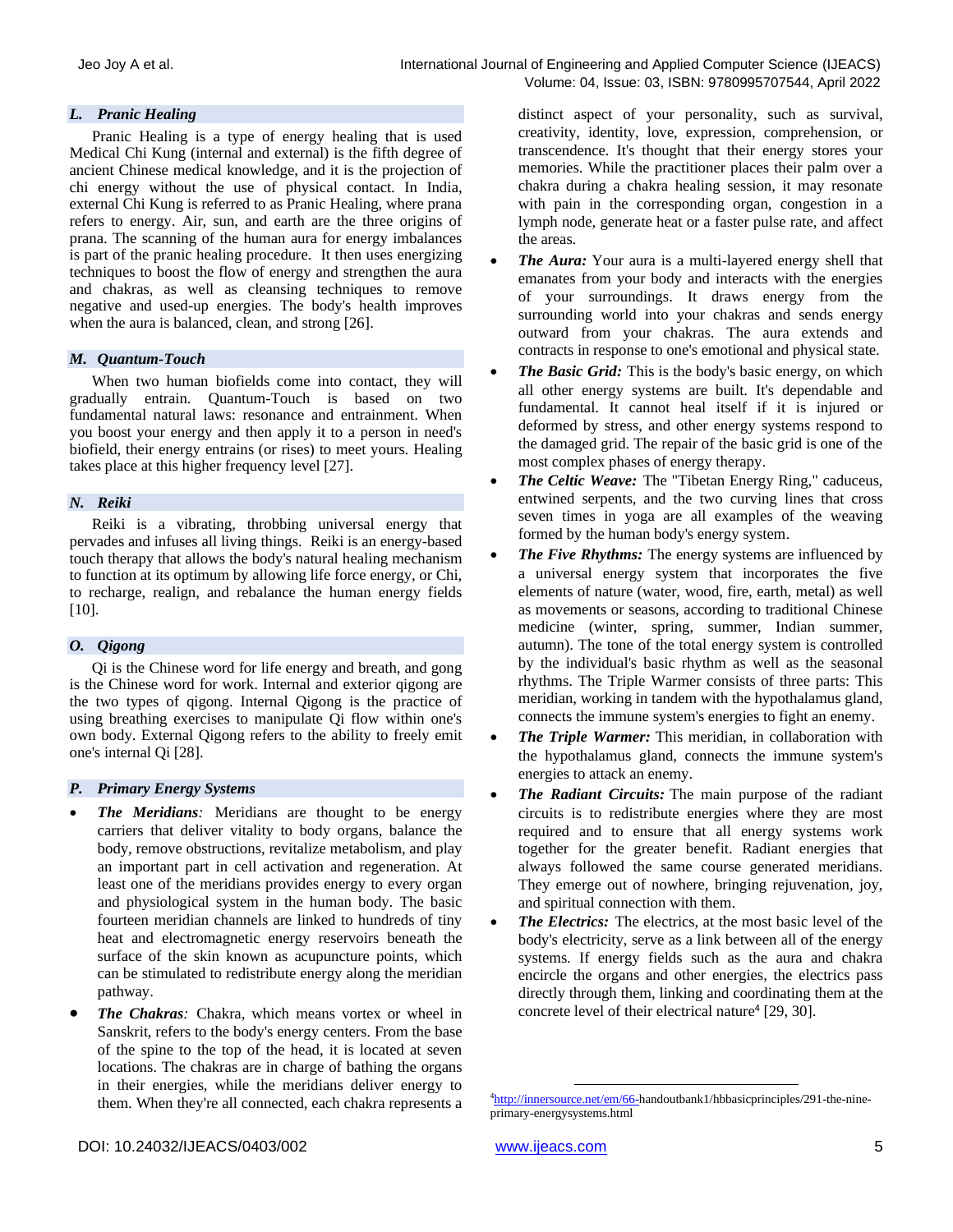### L. Pranic Healing

Pranic Healing is a type of energy healing that is used Medical Chi Kung (internal and external) is the fifth degree of ancient Chinese medical knowledge, and it is the projection of chi energy without the use of physical contact. In India, external Chi Kung is referred to as Pranic Healing, where prana refers to energy. Air, sun, and earth are the three origins of prana. The scanning of the human aura for energy imbalances is part of the pranic healing procedure. It then uses energizing techniques to boost the flow of energy and strengthen the aura and chakras, as well as cleansing techniques to remove negative and used-up energies. The body's health improves when the aura is balanced, clean, and strong [26].

### M. Quantum-Touch

When two human biofields come into contact, they will gradually entrain. Quantum-Touch is based on two fundamental natural laws: resonance and entrainment. When you boost your energy and then apply it to a person in need's biofield, their energy entrains (or rises) to meet yours. Healing takes place at this higher frequency level [27].

### N. Reiki

Reiki is a vibrating, throbbing universal energy that pervades and infuses all living things. Reiki is an energy-based touch therapy that allows the body's natural healing mechanism to function at its optimum by allowing life force energy, or Chi, to recharge, realign, and rebalance the human energy fields [10].

### O. Qigong

Qi is the Chinese word for life energy and breath, and gong is the Chinese word for work. Internal and exterior qigong are the two types of qigong. Internal Qigong is the practice of using breathing exercises to manipulate Qi flow within one's own body. External Qigong refers to the ability to freely emit one's internal Qi [28].

### P. Primary Energy Systems

- ***The Meridians**:* Meridians are thought to be energy carriers that deliver vitality to body organs, balance the body, remove obstructions, revitalize metabolism, and play an important part in cell activation and regeneration. At least one of the meridians provides energy to every organ and physiological system in the human body. The basic fourteen meridian channels are linked to hundreds of tiny heat and electromagnetic energy reservoirs beneath the surface of the skin known as acupuncture points, which can be stimulated to redistribute energy along the meridian pathway.
- ***The Chakras**:* Chakra, which means vortex or wheel in Sanskrit, refers to the body's energy centers. From the base of the spine to the top of the head, it is located at seven locations. The chakras are in charge of bathing the organs in their energies, while the meridians deliver energy to them. When they're all connected, each chakra represents a distinct aspect of your personality, such as survival, creativity, identity, love, expression, comprehension, or transcendence. It's thought that their energy stores your memories. While the practitioner places their palm over a chakra during a chakra healing session, it may resonate with pain in the corresponding organ, congestion in a lymph node, generate heat or a faster pulse rate, and affect the areas.
- ***The Aura:*** Your aura is a multi-layered energy shell that emanates from your body and interacts with the energies of your surroundings. It draws energy from the surrounding world into your chakras and sends energy outward from your chakras. The aura extends and contracts in response to one's emotional and physical state.
- ***The Basic Grid:*** This is the body's basic energy, on which all other energy systems are built. It's dependable and fundamental. It cannot heal itself if it is injured or deformed by stress, and other energy systems respond to the damaged grid. The repair of the basic grid is one of the most complex phases of energy therapy.
- ***The Celtic Weave:*** The "Tibetan Energy Ring," caduceus, entwined serpents, and the two curving lines that cross seven times in yoga are all examples of the weaving formed by the human body's energy system.
- ***The Five Rhythms:*** The energy systems are influenced by a universal energy system that incorporates the five elements of nature (water, wood, fire, earth, metal) as well as movements or seasons, according to traditional Chinese medicine (winter, spring, summer, Indian summer, autumn). The tone of the total energy system is controlled by the individual's basic rhythm as well as the seasonal rhythms. The Triple Warmer consists of three parts: This meridian, working in tandem with the hypothalamus gland, connects the immune system's energies to fight an enemy.
- ***The Triple Warmer:*** This meridian, in collaboration with the hypothalamus gland, connects the immune system's energies to attack an enemy.
- ***The Radiant Circuits:*** The main purpose of the radiant circuits is to redistribute energies where they are most required and to ensure that all energy systems work together for the greater benefit. Radiant energies that always followed the same course generated meridians. They emerge out of nowhere, bringing rejuvenation, joy, and spiritual connection with them.
- ***The Electrics:*** The electrics, at the most basic level of the body's electricity, serve as a link between all of the energy systems. If energy fields such as the aura and chakra encircle the organs and other energies, the electrics pass directly through them, linking and coordinating them at the concrete level of their electrical nature[4] [29, 30].

---

[4] http://innersource.net/em/66-handoutbank1/hbbasicprinciples/291-the-nine-primary-energysystems.html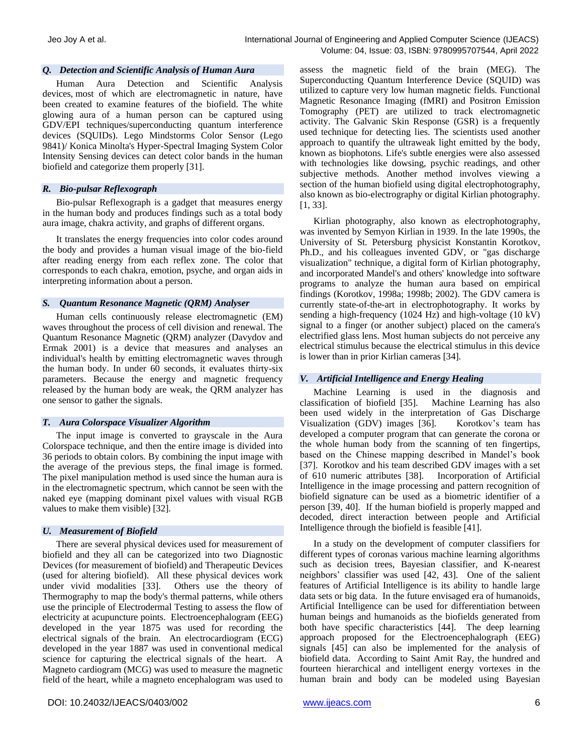### *Q. Detection and Scientific Analysis of Human Aura*

Human Aura Detection and Scientific Analysis devices, most of which are electromagnetic in nature, have been created to examine features of the biofield. The white glowing aura of a human person can be captured using GDV/EPI techniques/superconducting quantum interference devices (SQUIDs). Lego Mindstorms Color Sensor (Lego 9841)/ Konica Minolta's Hyper-Spectral Imaging System Color Intensity Sensing devices can detect color bands in the human biofield and categorize them properly [31].

### *R. Bio-pulsar Reflexograph*

Bio-pulsar Reflexograph is a gadget that measures energy in the human body and produces findings such as a total body aura image, chakra activity, and graphs of different organs.

It translates the energy frequencies into color codes around the body and provides a human visual image of the bio-field after reading energy from each reflex zone. The color that corresponds to each chakra, emotion, psyche, and organ aids in interpreting information about a person.

### *S. Quantum Resonance Magnetic (QRM) Analyser*

Human cells continuously release electromagnetic (EM) waves throughout the process of cell division and renewal. The Quantum Resonance Magnetic (QRM) analyzer (Davydov and Ermak 2001) is a device that measures and analyses an individual's health by emitting electromagnetic waves through the human body. In under 60 seconds, it evaluates thirty-six parameters. Because the energy and magnetic frequency released by the human body are weak, the QRM analyzer has one sensor to gather the signals.

### *T. Aura Colorspace Visualizer Algorithm*

The input image is converted to grayscale in the Aura Colorspace technique, and then the entire image is divided into 36 periods to obtain colors. By combining the input image with the average of the previous steps, the final image is formed. The pixel manipulation method is used since the human aura is in the electromagnetic spectrum, which cannot be seen with the naked eye (mapping dominant pixel values with visual RGB values to make them visible) [32].

### *U. Measurement of Biofield*

There are several physical devices used for measurement of biofield and they all can be categorized into two Diagnostic Devices (for measurement of biofield) and Therapeutic Devices (used for altering biofield). All these physical devices work under vivid modalities [33]. Others use the theory of Thermography to map the body's thermal patterns, while others use the principle of Electrodermal Testing to assess the flow of electricity at acupuncture points. Electroencephalogram (EEG) developed in the year 1875 was used for recording the electrical signals of the brain. An electrocardiogram (ECG) developed in the year 1887 was used in conventional medical science for capturing the electrical signals of the heart. A Magneto cardiogram (MCG) was used to measure the magnetic field of the heart, while a magneto encephalogram was used to assess the magnetic field of the brain (MEG). The Superconducting Quantum Interference Device (SQUID) was utilized to capture very low human magnetic fields. Functional Magnetic Resonance Imaging (fMRI) and Positron Emission Tomography (PET) are utilized to track electromagnetic activity. The Galvanic Skin Response (GSR) is a frequently used technique for detecting lies. The scientists used another approach to quantify the ultraweak light emitted by the body, known as biophotons. Life's subtle energies were also assessed with technologies like dowsing, psychic readings, and other subjective methods. Another method involves viewing a section of the human biofield using digital electrophotography, also known as bio-electrography or digital Kirlian photography. [1, 33].

Kirlian photography, also known as electrophotography, was invented by Semyon Kirlian in 1939. In the late 1990s, the University of St. Petersburg physicist Konstantin Korotkov, Ph.D., and his colleagues invented GDV, or "gas discharge visualization" technique, a digital form of Kirlian photography, and incorporated Mandel's and others' knowledge into software programs to analyze the human aura based on empirical findings (Korotkov, 1998a; 1998b; 2002). The GDV camera is currently state-of-the-art in electrophotography. It works by sending a high-frequency (1024 Hz) and high-voltage (10 kV) signal to a finger (or another subject) placed on the camera's electrified glass lens. Most human subjects do not perceive any electrical stimulus because the electrical stimulus in this device is lower than in prior Kirlian cameras [34].

### *V. Artificial Intelligence and Energy Healing*

Machine Learning is used in the diagnosis and classification of biofield [35]. Machine Learning has also been used widely in the interpretation of Gas Discharge Visualization (GDV) images [36]. Korotkov's team has developed a computer program that can generate the corona or the whole human body from the scanning of ten fingertips, based on the Chinese mapping described in Mandel's book [37]. Korotkov and his team described GDV images with a set of 610 numeric attributes [38]. Incorporation of Artificial Intelligence in the image processing and pattern recognition of biofield signature can be used as a biometric identifier of a person [39, 40]. If the human biofield is properly mapped and decoded, direct interaction between people and Artificial Intelligence through the biofield is feasible [41].

In a study on the development of computer classifiers for different types of coronas various machine learning algorithms such as decision trees, Bayesian classifier, and K-nearest neighbors' classifier was used [42, 43]. One of the salient features of Artificial Intelligence is its ability to handle large data sets or big data. In the future envisaged era of humanoids, Artificial Intelligence can be used for differentiation between human beings and humanoids as the biofields generated from both have specific characteristics [44]. The deep learning approach proposed for the Electroencephalograph (EEG) signals [45] can also be implemented for the analysis of biofield data. According to Saint Amit Ray, the hundred and fourteen hierarchical and intelligent energy vortexes in the human brain and body can be modeled using Bayesian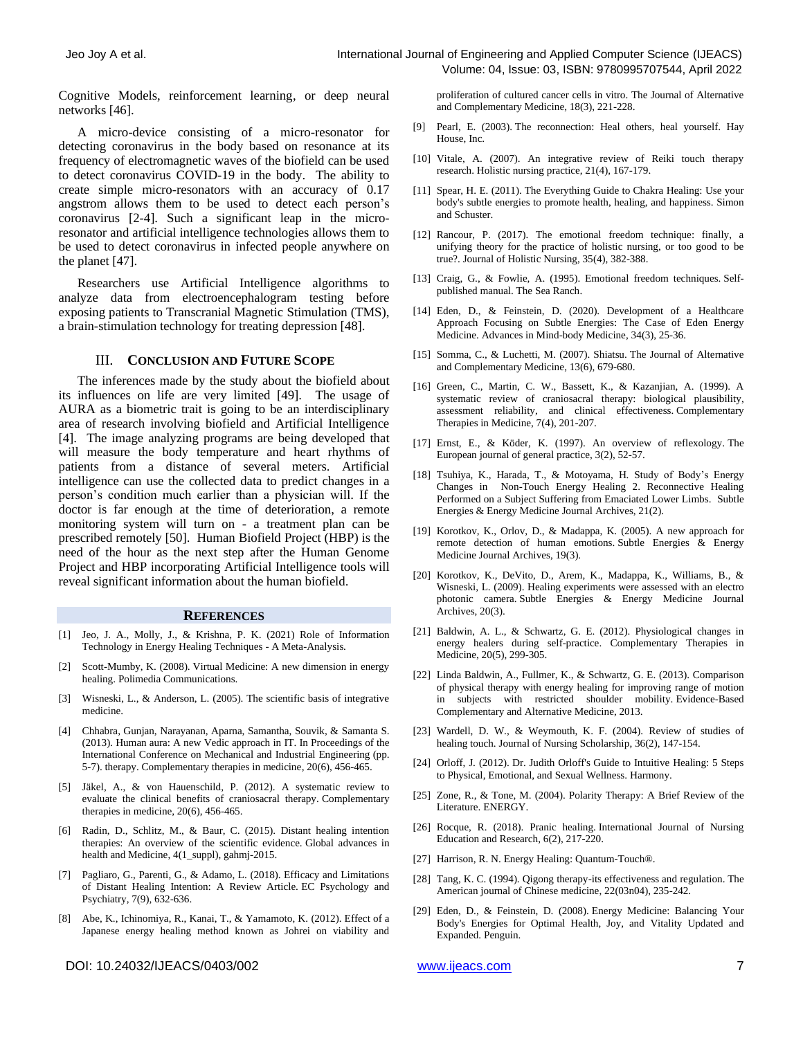Cognitive Models, reinforcement learning, or deep neural networks [46].

A micro-device consisting of a micro-resonator for detecting coronavirus in the body based on resonance at its frequency of electromagnetic waves of the biofield can be used to detect coronavirus COVID-19 in the body. The ability to create simple micro-resonators with an accuracy of 0.17 angstrom allows them to be used to detect each person's coronavirus [2-4]. Such a significant leap in the micro-resonator and artificial intelligence technologies allows them to be used to detect coronavirus in infected people anywhere on the planet [47].

Researchers use Artificial Intelligence algorithms to analyze data from electroencephalogram testing before exposing patients to Transcranial Magnetic Stimulation (TMS), a brain-stimulation technology for treating depression [48].

## III. Conclusion and Future Scope

The inferences made by the study about the biofield about its influences on life are very limited [49]. The usage of AURA as a biometric trait is going to be an interdisciplinary area of research involving biofield and Artificial Intelligence [4]. The image analyzing programs are being developed that will measure the body temperature and heart rhythms of patients from a distance of several meters. Artificial intelligence can use the collected data to predict changes in a person's condition much earlier than a physician will. If the doctor is far enough at the time of deterioration, a remote monitoring system will turn on - a treatment plan can be prescribed remotely [50]. Human Biofield Project (HBP) is the need of the hour as the next step after the Human Genome Project and HBP incorporating Artificial Intelligence tools will reveal significant information about the human biofield.

## References

[1] Jeo, J. A., Molly, J., & Krishna, P. K. (2021) Role of Information Technology in Energy Healing Techniques - A Meta-Analysis.

[2] Scott-Mumby, K. (2008). Virtual Medicine: A new dimension in energy healing. Polimedia Communications.

[3] Wisneski, L., & Anderson, L. (2005). The scientific basis of integrative medicine.

[4] Chhabra, Gunjan, Narayanan, Aparna, Samantha, Souvik, & Samanta S. (2013). Human aura: A new Vedic approach in IT. In Proceedings of the International Conference on Mechanical and Industrial Engineering (pp. 5-7). therapy. Complementary therapies in medicine, 20(6), 456-465.

[5] Jäkel, A., & von Hauenschild, P. (2012). A systematic review to evaluate the clinical benefits of craniosacral therapy. Complementary therapies in medicine, 20(6), 456-465.

[6] Radin, D., Schlitz, M., & Baur, C. (2015). Distant healing intention therapies: An overview of the scientific evidence. Global advances in health and Medicine, 4(1_suppl), gahmj-2015.

[7] Pagliaro, G., Parenti, G., & Adamo, L. (2018). Efficacy and Limitations of Distant Healing Intention: A Review Article. EC Psychology and Psychiatry, 7(9), 632-636.

[8] Abe, K., Ichinomiya, R., Kanai, T., & Yamamoto, K. (2012). Effect of a Japanese energy healing method known as Johrei on viability and proliferation of cultured cancer cells in vitro. The Journal of Alternative and Complementary Medicine, 18(3), 221-228.

[9] Pearl, E. (2003). The reconnection: Heal others, heal yourself. Hay House, Inc.

[10] Vitale, A. (2007). An integrative review of Reiki touch therapy research. Holistic nursing practice, 21(4), 167-179.

[11] Spear, H. E. (2011). The Everything Guide to Chakra Healing: Use your body's subtle energies to promote health, healing, and happiness. Simon and Schuster.

[12] Rancour, P. (2017). The emotional freedom technique: finally, a unifying theory for the practice of holistic nursing, or too good to be true?. Journal of Holistic Nursing, 35(4), 382-388.

[13] Craig, G., & Fowlie, A. (1995). Emotional freedom techniques. Self-published manual. The Sea Ranch.

[14] Eden, D., & Feinstein, D. (2020). Development of a Healthcare Approach Focusing on Subtle Energies: The Case of Eden Energy Medicine. Advances in Mind-body Medicine, 34(3), 25-36.

[15] Somma, C., & Luchetti, M. (2007). Shiatsu. The Journal of Alternative and Complementary Medicine, 13(6), 679-680.

[16] Green, C., Martin, C. W., Bassett, K., & Kazanjian, A. (1999). A systematic review of craniosacral therapy: biological plausibility, assessment reliability, and clinical effectiveness. Complementary Therapies in Medicine, 7(4), 201-207.

[17] Ernst, E., & Köder, K. (1997). An overview of reflexology. The European journal of general practice, 3(2), 52-57.

[18] Tsuhiya, K., Harada, T., & Motoyama, H. Study of Body's Energy Changes in Non-Touch Energy Healing 2. Reconnective Healing Performed on a Subject Suffering from Emaciated Lower Limbs. Subtle Energies & Energy Medicine Journal Archives, 21(2).

[19] Korotkov, K., Orlov, D., & Madappa, K. (2005). A new approach for remote detection of human emotions. Subtle Energies & Energy Medicine Journal Archives, 19(3).

[20] Korotkov, K., DeVito, D., Arem, K., Madappa, K., Williams, B., & Wisneski, L. (2009). Healing experiments were assessed with an electro photonic camera. Subtle Energies & Energy Medicine Journal Archives, 20(3).

[21] Baldwin, A. L., & Schwartz, G. E. (2012). Physiological changes in energy healers during self-practice. Complementary Therapies in Medicine, 20(5), 299-305.

[22] Linda Baldwin, A., Fullmer, K., & Schwartz, G. E. (2013). Comparison of physical therapy with energy healing for improving range of motion in subjects with restricted shoulder mobility. Evidence-Based Complementary and Alternative Medicine, 2013.

[23] Wardell, D. W., & Weymouth, K. F. (2004). Review of studies of healing touch. Journal of Nursing Scholarship, 36(2), 147-154.

[24] Orloff, J. (2012). Dr. Judith Orloff's Guide to Intuitive Healing: 5 Steps to Physical, Emotional, and Sexual Wellness. Harmony.

[25] Zone, R., & Tone, M. (2004). Polarity Therapy: A Brief Review of the Literature. ENERGY.

[26] Rocque, R. (2018). Pranic healing. International Journal of Nursing Education and Research, 6(2), 217-220.

[27] Harrison, R. N. Energy Healing: Quantum-Touch®.

[28] Tang, K. C. (1994). Qigong therapy-its effectiveness and regulation. The American journal of Chinese medicine, 22(03n04), 235-242.

[29] Eden, D., & Feinstein, D. (2008). Energy Medicine: Balancing Your Body's Energies for Optimal Health, Joy, and Vitality Updated and Expanded. Penguin.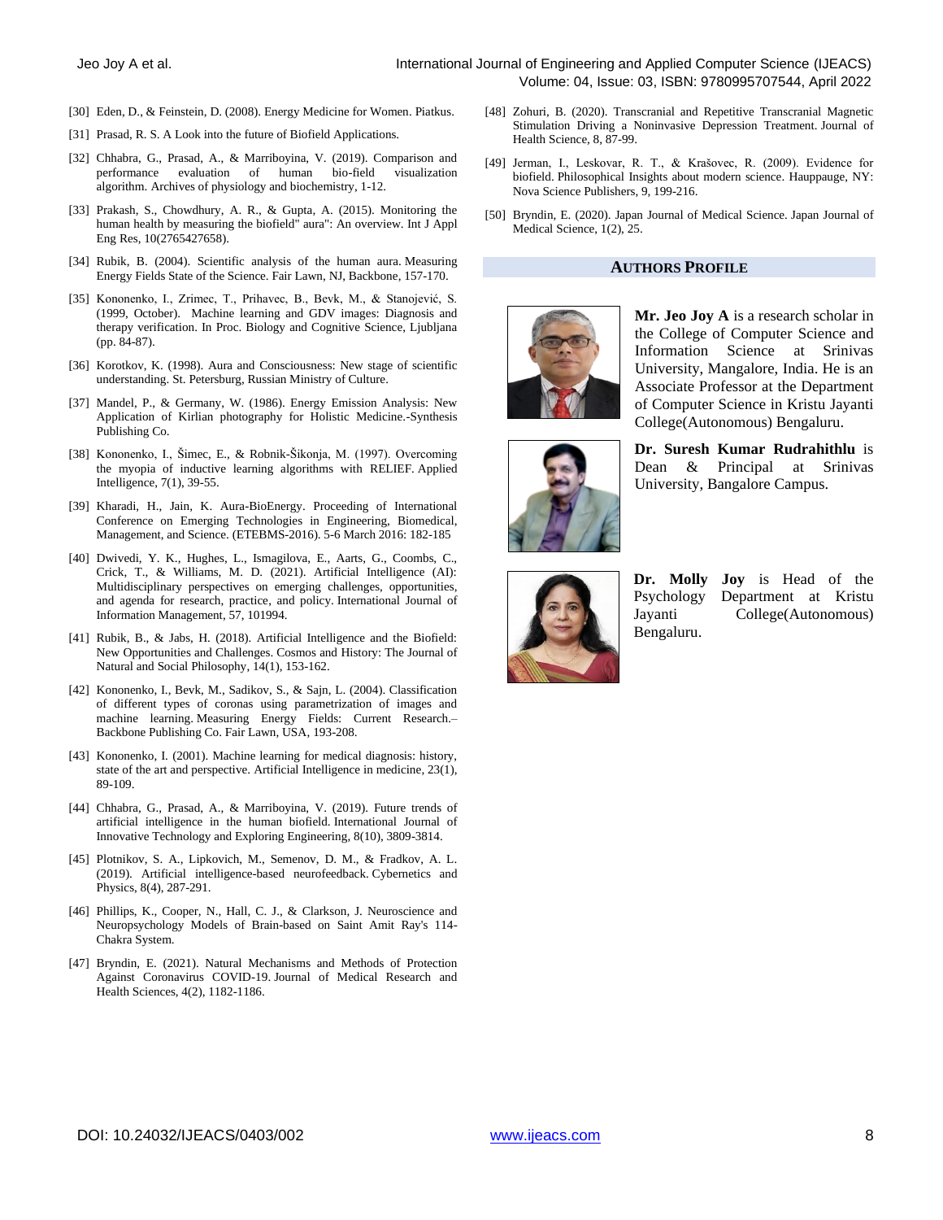[30] Eden, D., & Feinstein, D. (2008). Energy Medicine for Women. Piatkus.

[31] Prasad, R. S. A Look into the future of Biofield Applications.

[32] Chhabra, G., Prasad, A., & Marriboyina, V. (2019). Comparison and performance evaluation of human bio-field visualization algorithm. Archives of physiology and biochemistry, 1-12.

[33] Prakash, S., Chowdhury, A. R., & Gupta, A. (2015). Monitoring the human health by measuring the biofield" aura": An overview. Int J Appl Eng Res, 10(2765427658).

[34] Rubik, B. (2004). Scientific analysis of the human aura. Measuring Energy Fields State of the Science. Fair Lawn, NJ, Backbone, 157-170.

[35] Kononenko, I., Zrimec, T., Prihavec, B., Bevk, M., & Stanojević, S. (1999, October). Machine learning and GDV images: Diagnosis and therapy verification. In Proc. Biology and Cognitive Science, Ljubljana (pp. 84-87).

[36] Korotkov, K. (1998). Aura and Consciousness: New stage of scientific understanding. St. Petersburg, Russian Ministry of Culture.

[37] Mandel, P., & Germany, W. (1986). Energy Emission Analysis: New Application of Kirlian photography for Holistic Medicine.-Synthesis Publishing Co.

[38] Kononenko, I., Šimec, E., & Robnik-Šikonja, M. (1997). Overcoming the myopia of inductive learning algorithms with RELIEF. Applied Intelligence, 7(1), 39-55.

[39] Kharadi, H., Jain, K. Aura-BioEnergy. Proceeding of International Conference on Emerging Technologies in Engineering, Biomedical, Management, and Science. (ETEBMS-2016). 5-6 March 2016: 182-185

[40] Dwivedi, Y. K., Hughes, L., Ismagilova, E., Aarts, G., Coombs, C., Crick, T., & Williams, M. D. (2021). Artificial Intelligence (AI): Multidisciplinary perspectives on emerging challenges, opportunities, and agenda for research, practice, and policy. International Journal of Information Management, 57, 101994.

[41] Rubik, B., & Jabs, H. (2018). Artificial Intelligence and the Biofield: New Opportunities and Challenges. Cosmos and History: The Journal of Natural and Social Philosophy, 14(1), 153-162.

[42] Kononenko, I., Bevk, M., Sadikov, S., & Sajn, L. (2004). Classification of different types of coronas using parametrization of images and machine learning. Measuring Energy Fields: Current Research.– Backbone Publishing Co. Fair Lawn, USA, 193-208.

[43] Kononenko, I. (2001). Machine learning for medical diagnosis: history, state of the art and perspective. Artificial Intelligence in medicine, 23(1), 89-109.

[44] Chhabra, G., Prasad, A., & Marriboyina, V. (2019). Future trends of artificial intelligence in the human biofield. International Journal of Innovative Technology and Exploring Engineering, 8(10), 3809-3814.

[45] Plotnikov, S. A., Lipkovich, M., Semenov, D. M., & Fradkov, A. L. (2019). Artificial intelligence-based neurofeedback. Cybernetics and Physics, 8(4), 287-291.

[46] Phillips, K., Cooper, N., Hall, C. J., & Clarkson, J. Neuroscience and Neuropsychology Models of Brain-based on Saint Amit Ray's 114-Chakra System.

[47] Bryndin, E. (2021). Natural Mechanisms and Methods of Protection Against Coronavirus COVID-19. Journal of Medical Research and Health Sciences, 4(2), 1182-1186.

[48] Zohuri, B. (2020). Transcranial and Repetitive Transcranial Magnetic Stimulation Driving a Noninvasive Depression Treatment. Journal of Health Science, 8, 87-99.

[49] Jerman, I., Leskovar, R. T., & Krašovec, R. (2009). Evidence for biofield. Philosophical Insights about modern science. Hauppauge, NY: Nova Science Publishers, 9, 199-216.

[50] Bryndin, E. (2020). Japan Journal of Medical Science. Japan Journal of Medical Science, 1(2), 25.

## AUTHORS PROFILE

**Mr. Jeo Joy A** is a research scholar in the College of Computer Science and Information Science at Srinivas University, Mangalore, India. He is an Associate Professor at the Department of Computer Science in Kristu Jayanti College(Autonomous) Bengaluru.

**Dr. Suresh Kumar Rudrahithlu** is Dean & Principal at Srinivas University, Bangalore Campus.

**Dr. Molly Joy** is Head of the Psychology Department at Kristu Jayanti College(Autonomous) Bengaluru.